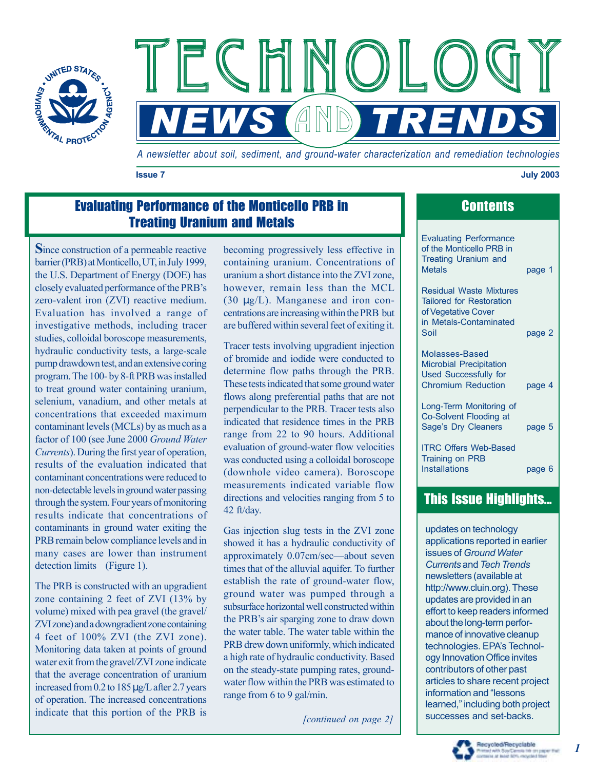# TECHNOLOGY NEWS AND TRENDS

*A newsletter about soil, sediment, and ground-water characterization and remediation technologies*

**Issue 7** **July 2003**

## Evaluating Performance of the Monticello PRB in Treating Uranium and Metals

Since construction of a permeable reactive barrier (PRB) at Monticello, UT, in July 1999, the U.S. Department of Energy (DOE) has closely evaluated performance of the PRB's zero-valent iron (ZVI) reactive medium. Evaluation has involved a range of investigative methods, including tracer studies, colloidal boroscope measurements, hydraulic conductivity tests, a large-scale pump drawdown test, and an extensive coring program. The 100- by 8-ft PRB was installed to treat ground water containing uranium, selenium, vanadium, and other metals at concentrations that exceeded maximum contaminant levels (MCLs) by as much as a factor of 100 (see June 2000 *Ground Water Currents*). During the first year of operation, results of the evaluation indicated that contaminant concentrations were reduced to non-detectable levels in ground water passing through the system. Four years of monitoring results indicate that concentrations of contaminants in ground water exiting the PRB remain below compliance levels and in many cases are lower than instrument detection limits (Figure 1).

The PRB is constructed with an upgradient zone containing 2 feet of ZVI (13% by volume) mixed with pea gravel (the gravel/ZVI zone) and a downgradient zone containing 4 feet of 100% ZVI (the ZVI zone). Monitoring data taken at points of ground water exit from the gravel/ZVI zone indicate that the average concentration of uranium increased from 0.2 to 185 µg/L after 2.7 years of operation. The increased concentrations indicate that this portion of the PRB is becoming progressively less effective in containing uranium. Concentrations of uranium a short distance into the ZVI zone, however, remain less than the MCL (30 µg/L). Manganese and iron concentrations are increasing within the PRB but are buffered within several feet of exiting it.

Tracer tests involving upgradient injection of bromide and iodide were conducted to determine flow paths through the PRB. These tests indicated that some ground water flows along preferential paths that are not perpendicular to the PRB. Tracer tests also indicated that residence times in the PRB range from 22 to 90 hours. Additional evaluation of ground-water flow velocities was conducted using a colloidal boroscope (downhole video camera). Boroscope measurements indicated variable flow directions and velocities ranging from 5 to 42 ft/day.

Gas injection slug tests in the ZVI zone showed it has a hydraulic conductivity of approximately 0.07cm/sec—about seven times that of the alluvial aquifer. To further establish the rate of ground-water flow, ground water was pumped through a subsurface horizontal well constructed within the PRB's air sparging zone to draw down the water table. The water table within the PRB drew down uniformly, which indicated a high rate of hydraulic conductivity. Based on the steady-state pumping rates, ground-water flow within the PRB was estimated to range from 6 to 9 gal/min.

*[continued on page 2]*

## Contents

- Evaluating Performance of the Monticello PRB in Treating Uranium and Metals — page 1
- Residual Waste Mixtures Tailored for Restoration of Vegetative Cover in Metals-Contaminated Soil — page 2
- Molasses-Based Microbial Precipitation Used Successfully for Chromium Reduction — page 4
- Long-Term Monitoring of Co-Solvent Flooding at Sage's Dry Cleaners — page 5
- ITRC Offers Web-Based Training on PRB Installations — page 6

## This Issue Highlights...

updates on technology applications reported in earlier issues of *Ground Water Currents* and *Tech Trends* newsletters (available at http://www.cluin.org). These updates are provided in an effort to keep readers informed about the long-term performance of innovative cleanup technologies. EPA's Technology Innovation Office invites contributors of other past articles to share recent project information and "lessons learned," including both project successes and set-backs.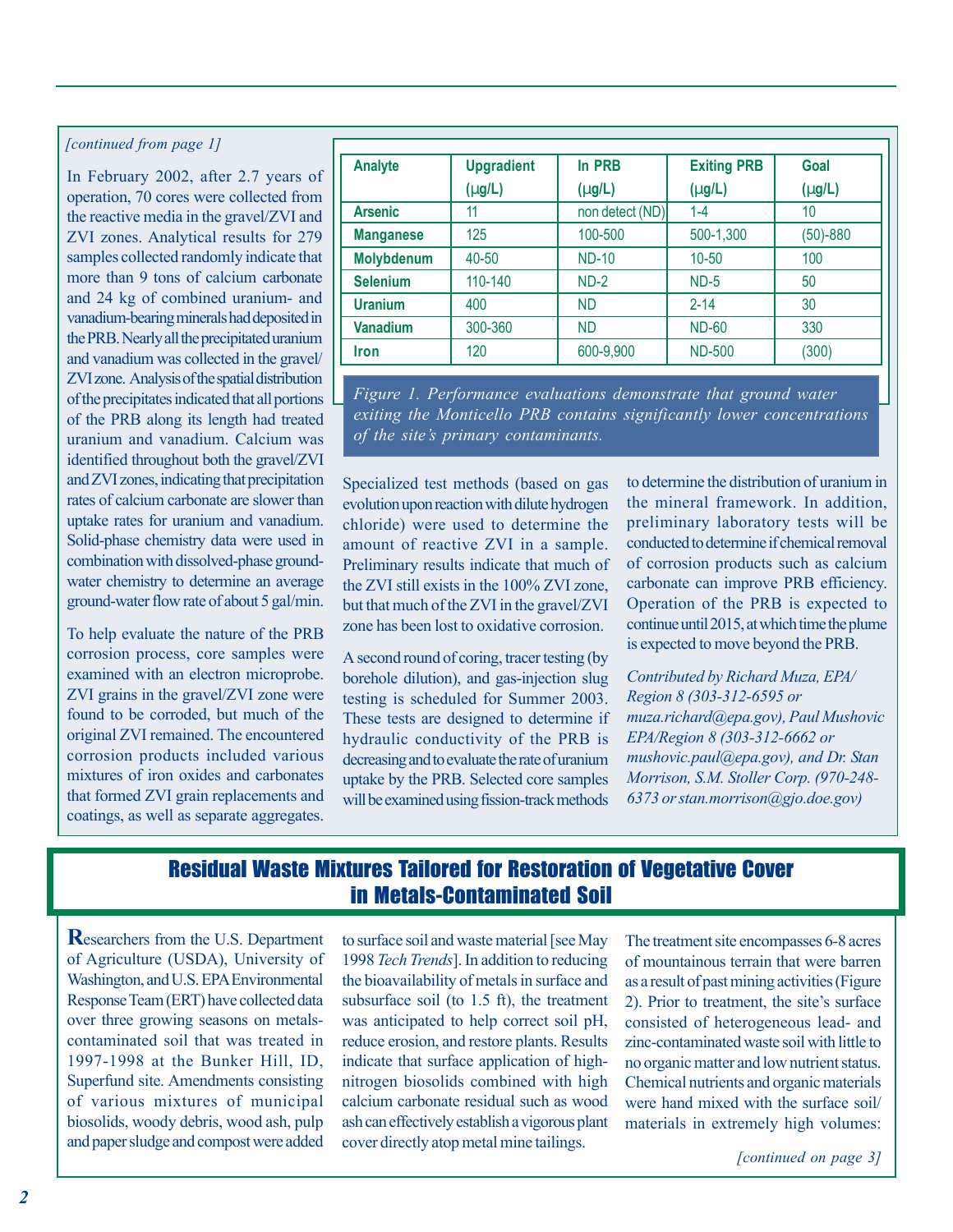*[continued from page 1]*

In February 2002, after 2.7 years of operation, 70 cores were collected from the reactive media in the gravel/ZVI and ZVI zones. Analytical results for 279 samples collected randomly indicate that more than 9 tons of calcium carbonate and 24 kg of combined uranium- and vanadium-bearing minerals had deposited in the PRB. Nearly all the precipitated uranium and vanadium was collected in the gravel/ZVI zone. Analysis of the spatial distribution of the precipitates indicated that all portions of the PRB along its length had treated uranium and vanadium. Calcium was identified throughout both the gravel/ZVI and ZVI zones, indicating that precipitation rates of calcium carbonate are slower than uptake rates for uranium and vanadium. Solid-phase chemistry data were used in combination with dissolved-phase ground-water chemistry to determine an average ground-water flow rate of about 5 gal/min.

To help evaluate the nature of the PRB corrosion process, core samples were examined with an electron microprobe. ZVI grains in the gravel/ZVI zone were found to be corroded, but much of the original ZVI remained. The encountered corrosion products included various mixtures of iron oxides and carbonates that formed ZVI grain replacements and coatings, as well as separate aggregates.

| Analyte | Upgradient (µg/L) | In PRB (µg/L) | Exiting PRB (µg/L) | Goal (µg/L) |
|---|---|---|---|---|
| Arsenic | 11 | non detect (ND) | 1-4 | 10 |
| Manganese | 125 | 100-500 | 500-1,300 | (50)-880 |
| Molybdenum | 40-50 | ND-10 | 10-50 | 100 |
| Selenium | 110-140 | ND-2 | ND-5 | 50 |
| Uranium | 400 | ND | 2-14 | 30 |
| Vanadium | 300-360 | ND | ND-60 | 330 |
| Iron | 120 | 600-9,900 | ND-500 | (300) |

*Figure 1. Performance evaluations demonstrate that ground water exiting the Monticello PRB contains significantly lower concentrations of the site's primary contaminants.*

Specialized test methods (based on gas evolution upon reaction with dilute hydrogen chloride) were used to determine the amount of reactive ZVI in a sample. Preliminary results indicate that much of the ZVI still exists in the 100% ZVI zone, but that much of the ZVI in the gravel/ZVI zone has been lost to oxidative corrosion.

A second round of coring, tracer testing (by borehole dilution), and gas-injection slug testing is scheduled for Summer 2003. These tests are designed to determine if hydraulic conductivity of the PRB is decreasing and to evaluate the rate of uranium uptake by the PRB. Selected core samples will be examined using fission-track methods to determine the distribution of uranium in the mineral framework. In addition, preliminary laboratory tests will be conducted to determine if chemical removal of corrosion products such as calcium carbonate can improve PRB efficiency. Operation of the PRB is expected to continue until 2015, at which time the plume is expected to move beyond the PRB.

*Contributed by Richard Muza, EPA/Region 8 (303-312-6595 or muza.richard@epa.gov), Paul Mushovic EPA/Region 8 (303-312-6662 or mushovic.paul@epa.gov), and Dr. Stan Morrison, S.M. Stoller Corp. (970-248-6373 or stan.morrison@gjo.doe.gov)*

## Residual Waste Mixtures Tailored for Restoration of Vegetative Cover in Metals-Contaminated Soil

Researchers from the U.S. Department of Agriculture (USDA), University of Washington, and U.S. EPA Environmental Response Team (ERT) have collected data over three growing seasons on metals-contaminated soil that was treated in 1997-1998 at the Bunker Hill, ID, Superfund site. Amendments consisting of various mixtures of municipal biosolids, woody debris, wood ash, pulp and paper sludge and compost were added to surface soil and waste material [see May 1998 *Tech Trends*]. In addition to reducing the bioavailability of metals in surface and subsurface soil (to 1.5 ft), the treatment was anticipated to help correct soil pH, reduce erosion, and restore plants. Results indicate that surface application of high-nitrogen biosolids combined with high calcium carbonate residual such as wood ash can effectively establish a vigorous plant cover directly atop metal mine tailings.

The treatment site encompasses 6-8 acres of mountainous terrain that were barren as a result of past mining activities (Figure 2). Prior to treatment, the site's surface consisted of heterogeneous lead- and zinc-contaminated waste soil with little to no organic matter and low nutrient status. Chemical nutrients and organic materials were hand mixed with the surface soil/materials in extremely high volumes:

*[continued on page 3]*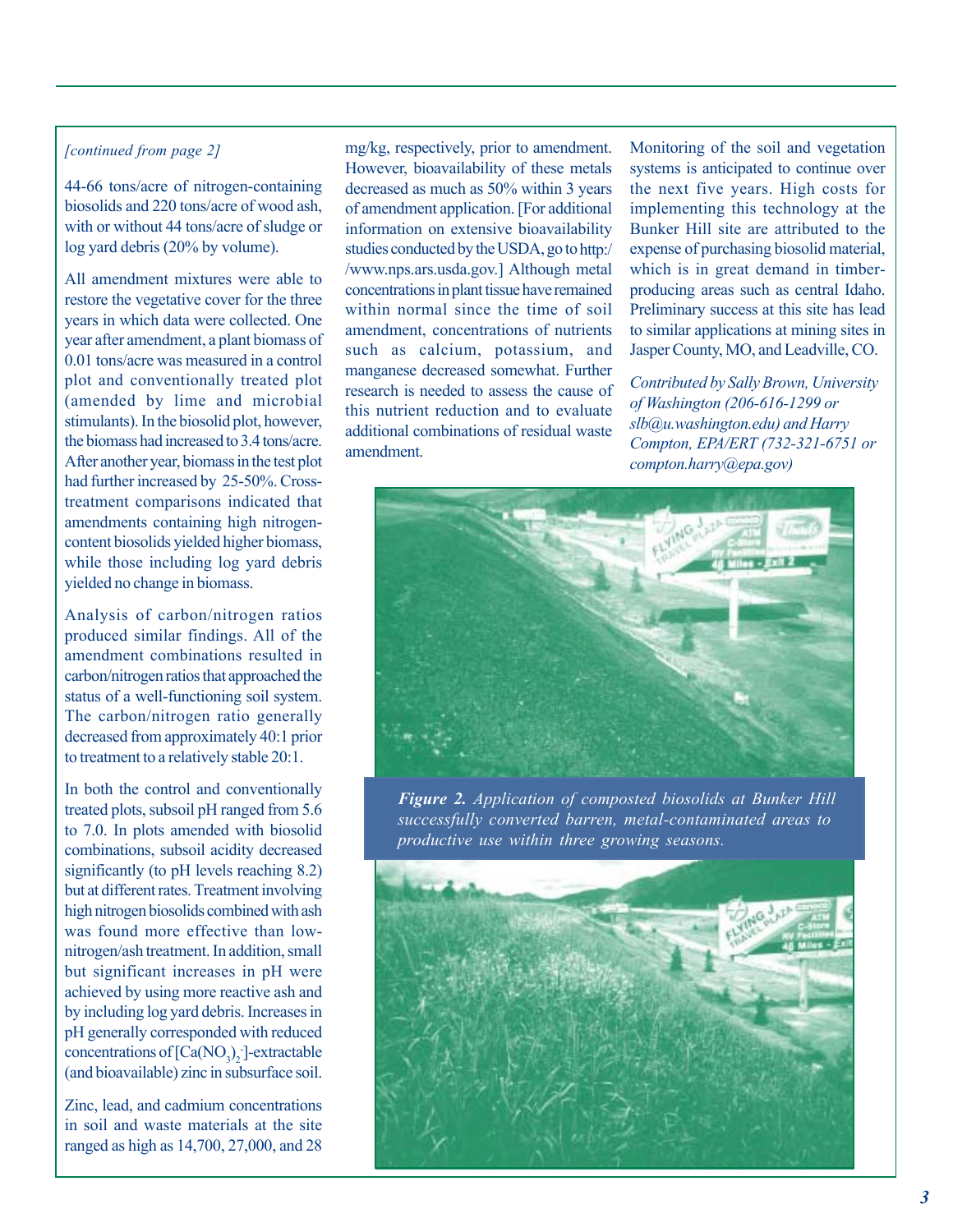*[continued from page 2]*

44-66 tons/acre of nitrogen-containing biosolids and 220 tons/acre of wood ash, with or without 44 tons/acre of sludge or log yard debris (20% by volume).

All amendment mixtures were able to restore the vegetative cover for the three years in which data were collected. One year after amendment, a plant biomass of 0.01 tons/acre was measured in a control plot and conventionally treated plot (amended by lime and microbial stimulants). In the biosolid plot, however, the biomass had increased to 3.4 tons/acre. After another year, biomass in the test plot had further increased by 25-50%. Cross-treatment comparisons indicated that amendments containing high nitrogen-content biosolids yielded higher biomass, while those including log yard debris yielded no change in biomass.

Analysis of carbon/nitrogen ratios produced similar findings. All of the amendment combinations resulted in carbon/nitrogen ratios that approached the status of a well-functioning soil system. The carbon/nitrogen ratio generally decreased from approximately 40:1 prior to treatment to a relatively stable 20:1.

In both the control and conventionally treated plots, subsoil pH ranged from 5.6 to 7.0. In plots amended with biosolid combinations, subsoil acidity decreased significantly (to pH levels reaching 8.2) but at different rates. Treatment involving high nitrogen biosolids combined with ash was found more effective than low-nitrogen/ash treatment. In addition, small but significant increases in pH were achieved by using more reactive ash and by including log yard debris. Increases in pH generally corresponded with reduced concentrations of $[Ca(NO_3)_2^-]$-extractable (and bioavailable) zinc in subsurface soil.

Zinc, lead, and cadmium concentrations in soil and waste materials at the site ranged as high as 14,700, 27,000, and 28 mg/kg, respectively, prior to amendment. However, bioavailability of these metals decreased as much as 50% within 3 years of amendment application. [For additional information on extensive bioavailability studies conducted by the USDA, go to http://www.nps.ars.usda.gov.] Although metal concentrations in plant tissue have remained within normal since the time of soil amendment, concentrations of nutrients such as calcium, potassium, and manganese decreased somewhat. Further research is needed to assess the cause of this nutrient reduction and to evaluate additional combinations of residual waste amendment.

Monitoring of the soil and vegetation systems is anticipated to continue over the next five years. High costs for implementing this technology at the Bunker Hill site are attributed to the expense of purchasing biosolid material, which is in great demand in timber-producing areas such as central Idaho. Preliminary success at this site has lead to similar applications at mining sites in Jasper County, MO, and Leadville, CO.

*Contributed by Sally Brown, University of Washington (206-616-1299 or slb@u.washington.edu) and Harry Compton, EPA/ERT (732-321-6751 or compton.harry@epa.gov)*

***Figure 2.*** *Application of composted biosolids at Bunker Hill successfully converted barren, metal-contaminated areas to productive use within three growing seasons.*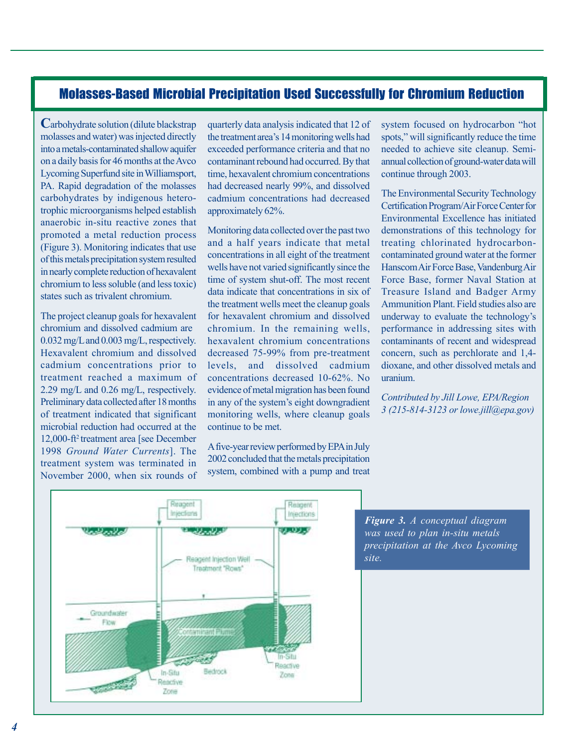## Molasses-Based Microbial Precipitation Used Successfully for Chromium Reduction

Carbohydrate solution (dilute blackstrap molasses and water) was injected directly into a metals-contaminated shallow aquifer on a daily basis for 46 months at the Avco Lycoming Superfund site in Williamsport, PA. Rapid degradation of the molasses carbohydrates by indigenous heterotrophic microorganisms helped establish anaerobic in-situ reactive zones that promoted a metal reduction process (Figure 3). Monitoring indicates that use of this metals precipitation system resulted in nearly complete reduction of hexavalent chromium to less soluble (and less toxic) states such as trivalent chromium.

The project cleanup goals for hexavalent chromium and dissolved cadmium are 0.032 mg/L and 0.003 mg/L, respectively. Hexavalent chromium and dissolved cadmium concentrations prior to treatment reached a maximum of 2.29 mg/L and 0.26 mg/L, respectively. Preliminary data collected after 18 months of treatment indicated that significant microbial reduction had occurred at the 12,000-ft$^2$ treatment area [see December 1998 *Ground Water Currents*]. The treatment system was terminated in November 2000, when six rounds of quarterly data analysis indicated that 12 of the treatment area's 14 monitoring wells had exceeded performance criteria and that no contaminant rebound had occurred. By that time, hexavalent chromium concentrations had decreased nearly 99%, and dissolved cadmium concentrations had decreased approximately 62%.

Monitoring data collected over the past two and a half years indicate that metal concentrations in all eight of the treatment wells have not varied significantly since the time of system shut-off. The most recent data indicate that concentrations in six of the treatment wells meet the cleanup goals for hexavalent chromium and dissolved chromium. In the remaining wells, hexavalent chromium concentrations decreased 75-99% from pre-treatment levels, and dissolved cadmium concentrations decreased 10-62%. No evidence of metal migration has been found in any of the system's eight downgradient monitoring wells, where cleanup goals continue to be met.

A five-year review performed by EPA in July 2002 concluded that the metals precipitation system, combined with a pump and treat system focused on hydrocarbon "hot spots," will significantly reduce the time needed to achieve site cleanup. Semi-annual collection of ground-water data will continue through 2003.

The Environmental Security Technology Certification Program/Air Force Center for Environmental Excellence has initiated demonstrations of this technology for treating chlorinated hydrocarbon-contaminated ground water at the former Hanscom Air Force Base, Vandenburg Air Force Base, former Naval Station at Treasure Island and Badger Army Ammunition Plant. Field studies also are underway to evaluate the technology's performance in addressing sites with contaminants of recent and widespread concern, such as perchlorate and 1,4-dioxane, and other dissolved metals and uranium.

*Contributed by Jill Lowe, EPA/Region 3 (215-814-3123 or lowe.jill@epa.gov)*

***Figure 3.*** *A conceptual diagram was used to plan in-situ metals precipitation at the Avco Lycoming site.*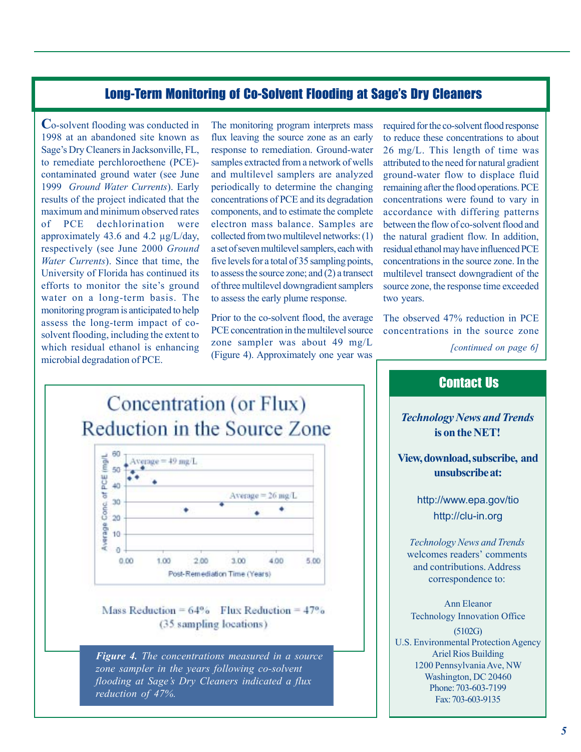## Long-Term Monitoring of Co-Solvent Flooding at Sage's Dry Cleaners

Co-solvent flooding was conducted in 1998 at an abandoned site known as Sage's Dry Cleaners in Jacksonville, FL, to remediate perchloroethene (PCE)-contaminated ground water (see June 1999 *Ground Water Currents*). Early results of the project indicated that the maximum and minimum observed rates of PCE dechlorination were approximately 43.6 and 4.2 µg/L/day, respectively (see June 2000 *Ground Water Currents*). Since that time, the University of Florida has continued its efforts to monitor the site's ground water on a long-term basis. The monitoring program is anticipated to help assess the long-term impact of co-solvent flooding, including the extent to which residual ethanol is enhancing microbial degradation of PCE.

The monitoring program interprets mass flux leaving the source zone as an early response to remediation. Ground-water samples extracted from a network of wells and multilevel samplers are analyzed periodically to determine the changing concentrations of PCE and its degradation components, and to estimate the complete electron mass balance. Samples are collected from two multilevel networks: (1) a set of seven multilevel samplers, each with five levels for a total of 35 sampling points, to assess the source zone; and (2) a transect of three multilevel downgradient samplers to assess the early plume response.

Prior to the co-solvent flood, the average PCE concentration in the multilevel source zone sampler was about 49 mg/L (Figure 4). Approximately one year was required for the co-solvent flood response to reduce these concentrations to about 26 mg/L. This length of time was attributed to the need for natural gradient ground-water flow to displace fluid remaining after the flood operations. PCE concentrations were found to vary in accordance with differing patterns between the flow of co-solvent flood and the natural gradient flow. In addition, residual ethanol may have influenced PCE concentrations in the source zone. In the multilevel transect downgradient of the source zone, the response time exceeded two years.

The observed 47% reduction in PCE concentrations in the source zone

*[continued on page 6]*

**Concentration (or Flux) Reduction in the Source Zone**

Mass Reduction = 64%  Flux Reduction = 47%
(35 sampling locations)

***Figure 4.*** *The concentrations measured in a source zone sampler in the years following co-solvent flooding at Sage's Dry Cleaners indicated a flux reduction of 47%.*

## Contact Us

***Technology News and Trends* is on the NET!**

**View, download, subscribe, and unsubscribe at:**

http://www.epa.gov/tio

http://clu-in.org

*Technology News and Trends* welcomes readers' comments and contributions. Address correspondence to:

Ann Eleanor
Technology Innovation Office
(5102G)
U.S. Environmental Protection Agency
Ariel Rios Building
1200 Pennsylvania Ave, NW
Washington, DC 20460
Phone: 703-603-7199
Fax: 703-603-9135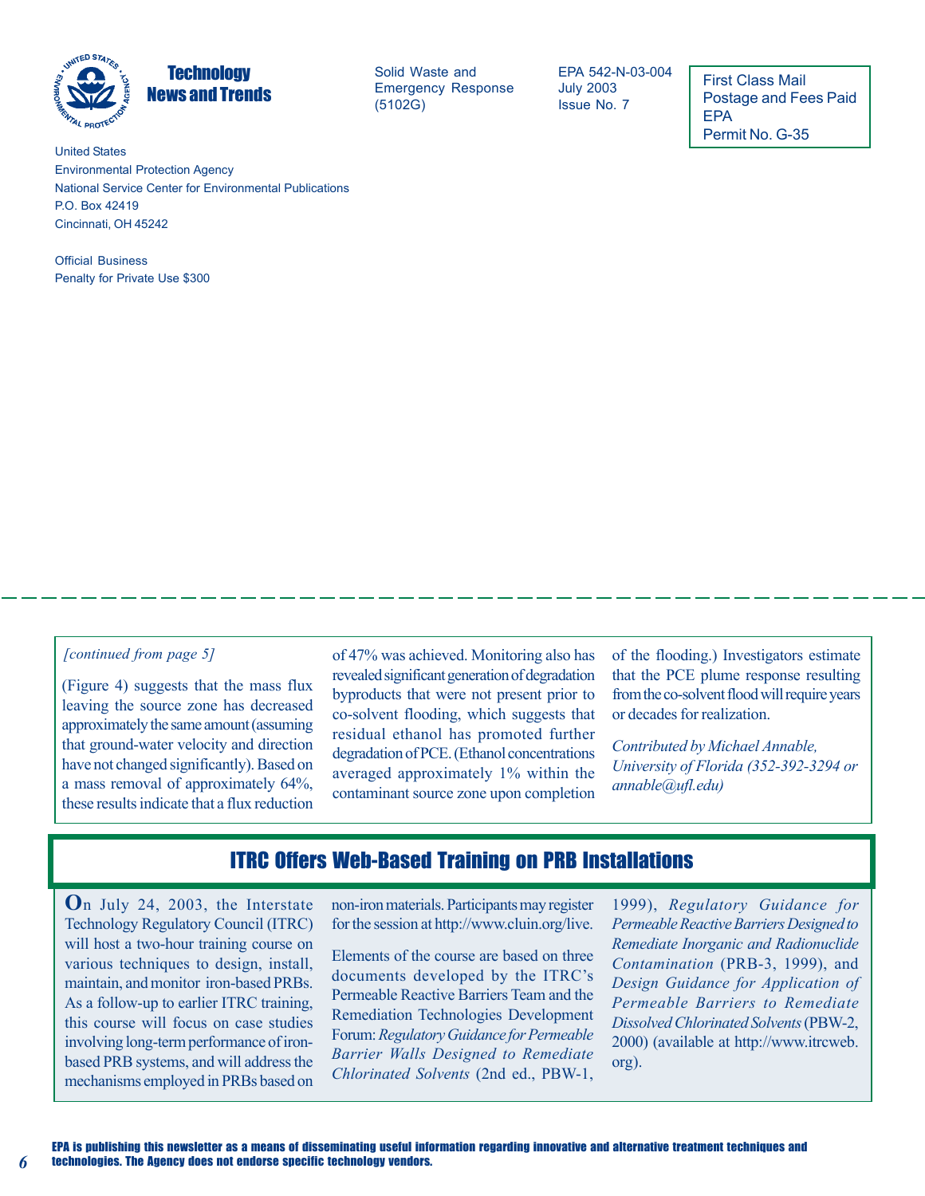**Technology News and Trends**

Solid Waste and Emergency Response (5102G)

EPA 542-N-03-004
July 2003
Issue No. 7

First Class Mail
Postage and Fees Paid
EPA
Permit No. G-35

United States
Environmental Protection Agency
National Service Center for Environmental Publications
P.O. Box 42419
Cincinnati, OH 45242

Official Business
Penalty for Private Use $300

*[continued from page 5]*

(Figure 4) suggests that the mass flux leaving the source zone has decreased approximately the same amount (assuming that ground-water velocity and direction have not changed significantly). Based on a mass removal of approximately 64%, these results indicate that a flux reduction of 47% was achieved. Monitoring also has revealed significant generation of degradation byproducts that were not present prior to co-solvent flooding, which suggests that residual ethanol has promoted further degradation of PCE. (Ethanol concentrations averaged approximately 1% within the contaminant source zone upon completion of the flooding.) Investigators estimate that the PCE plume response resulting from the co-solvent flood will require years or decades for realization.

*Contributed by Michael Annable, University of Florida (352-392-3294 or annable@ufl.edu)*

## ITRC Offers Web-Based Training on PRB Installations

On July 24, 2003, the Interstate Technology Regulatory Council (ITRC) will host a two-hour training course on various techniques to design, install, maintain, and monitor iron-based PRBs. As a follow-up to earlier ITRC training, this course will focus on case studies involving long-term performance of iron-based PRB systems, and will address the mechanisms employed in PRBs based on non-iron materials. Participants may register for the session at http://www.cluin.org/live.

Elements of the course are based on three documents developed by the ITRC's Permeable Reactive Barriers Team and the Remediation Technologies Development Forum: *Regulatory Guidance for Permeable Barrier Walls Designed to Remediate Chlorinated Solvents* (2nd ed., PBW-1, 1999), *Regulatory Guidance for Permeable Reactive Barriers Designed to Remediate Inorganic and Radionuclide Contamination* (PRB-3, 1999), and *Design Guidance for Application of Permeable Barriers to Remediate Dissolved Chlorinated Solvents* (PBW-2, 2000) (available at http://www.itrcweb.org).

**EPA is publishing this newsletter as a means of disseminating useful information regarding innovative and alternative treatment techniques and technologies. The Agency does not endorse specific technology vendors.**